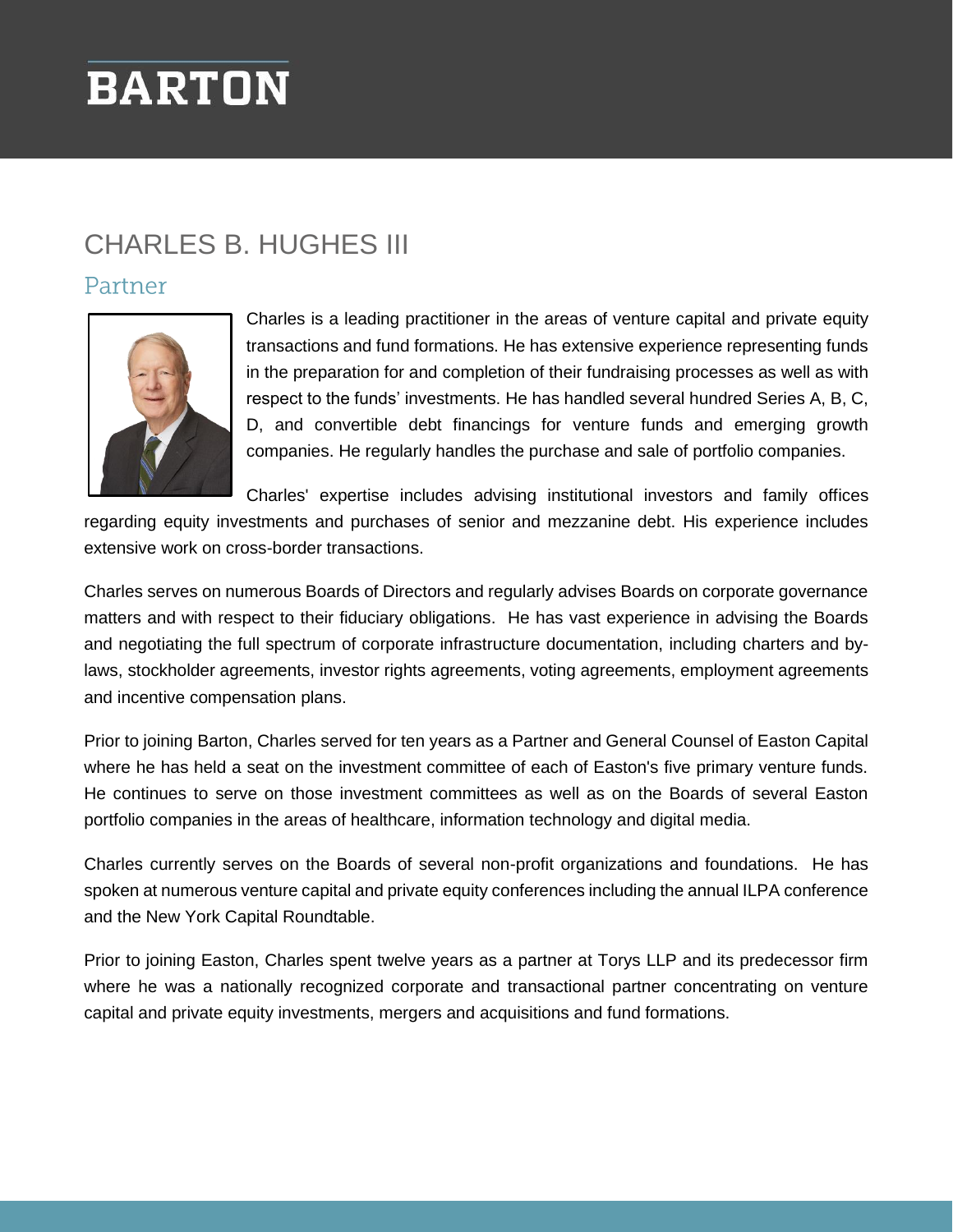BARTON

# CHARLES B. HUGHES III

## Partner

Charles is a leading practitioner in the areas of venture capital and private equity transactions and fund formations. He has extensive experience representing funds in the preparation for and completion of their fundraising processes as well as with respect to the funds' investments. He has handled several hundred Series A, B, C, D, and convertible debt financings for venture funds and emerging growth companies. He regularly handles the purchase and sale of portfolio companies.

Charles' expertise includes advising institutional investors and family offices regarding equity investments and purchases of senior and mezzanine debt. His experience includes extensive work on cross-border transactions.

Charles serves on numerous Boards of Directors and regularly advises Boards on corporate governance matters and with respect to their fiduciary obligations. He has vast experience in advising the Boards and negotiating the full spectrum of corporate infrastructure documentation, including charters and by-laws, stockholder agreements, investor rights agreements, voting agreements, employment agreements and incentive compensation plans.

Prior to joining Barton, Charles served for ten years as a Partner and General Counsel of Easton Capital where he has held a seat on the investment committee of each of Easton's five primary venture funds. He continues to serve on those investment committees as well as on the Boards of several Easton portfolio companies in the areas of healthcare, information technology and digital media.

Charles currently serves on the Boards of several non-profit organizations and foundations. He has spoken at numerous venture capital and private equity conferences including the annual ILPA conference and the New York Capital Roundtable.

Prior to joining Easton, Charles spent twelve years as a partner at Torys LLP and its predecessor firm where he was a nationally recognized corporate and transactional partner concentrating on venture capital and private equity investments, mergers and acquisitions and fund formations.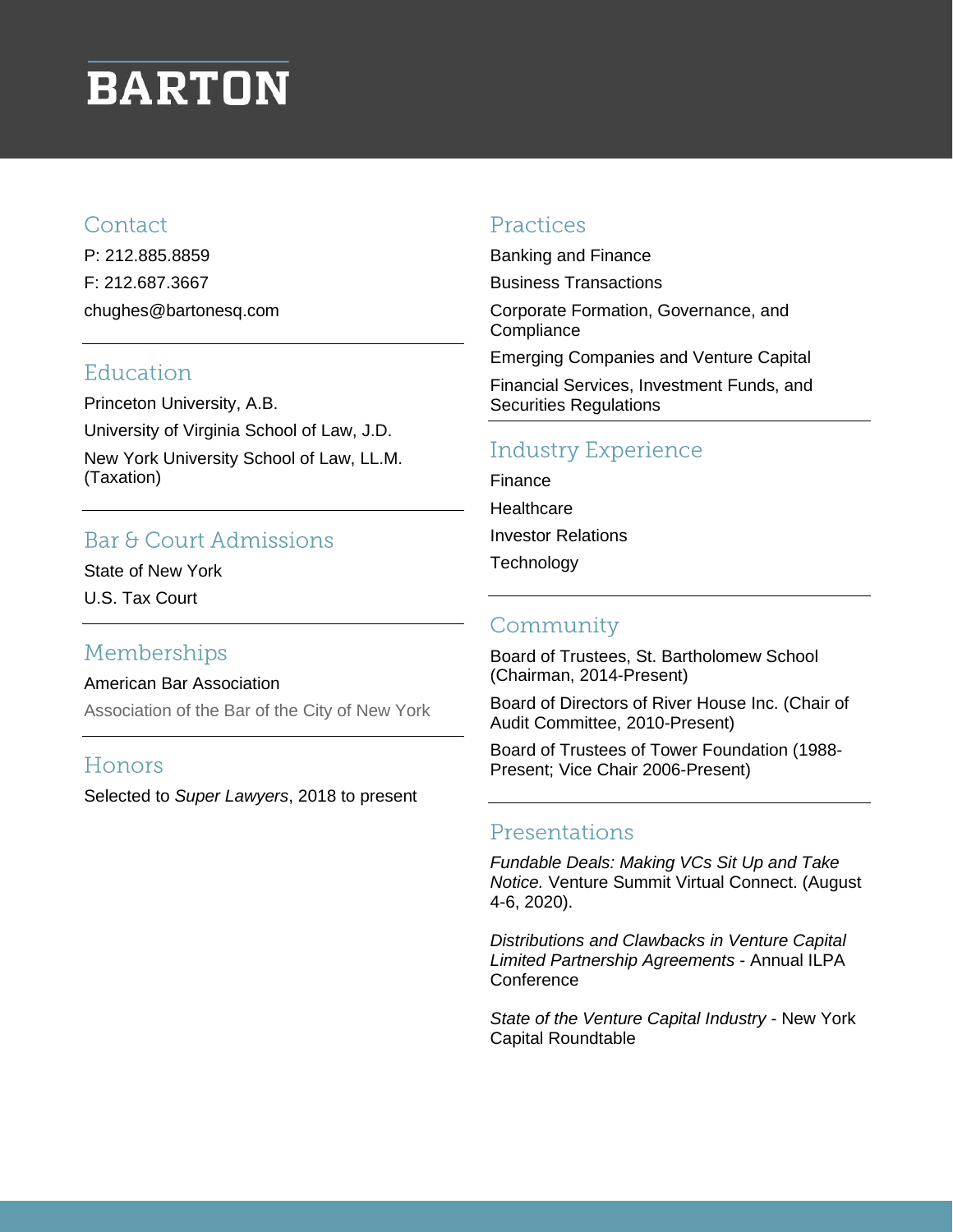# BARTON

## Contact

P: 212.885.8859

F: 212.687.3667

chughes@bartonesq.com

## Education

Princeton University, A.B.

University of Virginia School of Law, J.D.

New York University School of Law, LL.M. (Taxation)

## Bar & Court Admissions

State of New York

U.S. Tax Court

## Memberships

American Bar Association

Association of the Bar of the City of New York

## Honors

Selected to *Super Lawyers*, 2018 to present

## Practices

Banking and Finance

Business Transactions

Corporate Formation, Governance, and Compliance

Emerging Companies and Venture Capital

Financial Services, Investment Funds, and Securities Regulations

## Industry Experience

Finance

Healthcare

Investor Relations

Technology

## Community

Board of Trustees, St. Bartholomew School (Chairman, 2014-Present)

Board of Directors of River House Inc. (Chair of Audit Committee, 2010-Present)

Board of Trustees of Tower Foundation (1988-Present; Vice Chair 2006-Present)

## Presentations

*Fundable Deals: Making VCs Sit Up and Take Notice.* Venture Summit Virtual Connect. (August 4-6, 2020).

*Distributions and Clawbacks in Venture Capital Limited Partnership Agreements* - Annual ILPA Conference

*State of the Venture Capital Industry* - New York Capital Roundtable